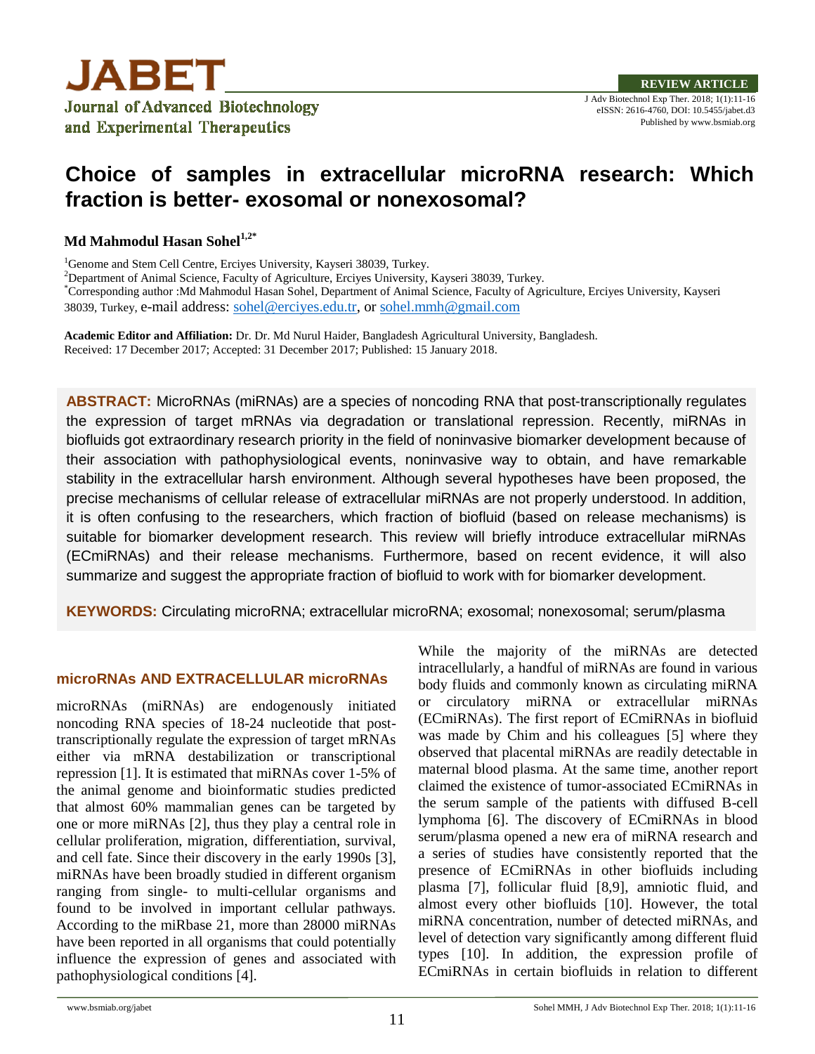# Choice of samples in extracellular microRNA research: Which fraction is better- exosomal or nonexosomal?

**Md Mahmodul Hasan Sohel[1,2*]**

[1]Genome and Stem Cell Centre, Erciyes University, Kayseri 38039, Turkey.
[2]Department of Animal Science, Faculty of Agriculture, Erciyes University, Kayseri 38039, Turkey.
[*]Corresponding author :Md Mahmodul Hasan Sohel, Department of Animal Science, Faculty of Agriculture, Erciyes University, Kayseri 38039, Turkey, e-mail address: sohel@erciyes.edu.tr, or sohel.mmh@gmail.com

**Academic Editor and Affiliation:** Dr. Dr. Md Nurul Haider, Bangladesh Agricultural University, Bangladesh.
Received: 17 December 2017; Accepted: 31 December 2017; Published: 15 January 2018.

**ABSTRACT:** MicroRNAs (miRNAs) are a species of noncoding RNA that post-transcriptionally regulates the expression of target mRNAs via degradation or translational repression. Recently, miRNAs in biofluids got extraordinary research priority in the field of noninvasive biomarker development because of their association with pathophysiological events, noninvasive way to obtain, and have remarkable stability in the extracellular harsh environment. Although several hypotheses have been proposed, the precise mechanisms of cellular release of extracellular miRNAs are not properly understood. In addition, it is often confusing to the researchers, which fraction of biofluid (based on release mechanisms) is suitable for biomarker development research. This review will briefly introduce extracellular miRNAs (ECmiRNAs) and their release mechanisms. Furthermore, based on recent evidence, it will also summarize and suggest the appropriate fraction of biofluid to work with for biomarker development.

**KEYWORDS:** Circulating microRNA; extracellular microRNA; exosomal; nonexosomal; serum/plasma

## microRNAs AND EXTRACELLULAR microRNAs

microRNAs (miRNAs) are endogenously initiated noncoding RNA species of 18-24 nucleotide that post-transcriptionally regulate the expression of target mRNAs either via mRNA destabilization or transcriptional repression [1]. It is estimated that miRNAs cover 1-5% of the animal genome and bioinformatic studies predicted that almost 60% mammalian genes can be targeted by one or more miRNAs [2], thus they play a central role in cellular proliferation, migration, differentiation, survival, and cell fate. Since their discovery in the early 1990s [3], miRNAs have been broadly studied in different organism ranging from single- to multi-cellular organisms and found to be involved in important cellular pathways. According to the miRbase 21, more than 28000 miRNAs have been reported in all organisms that could potentially influence the expression of genes and associated with pathophysiological conditions [4].

While the majority of the miRNAs are detected intracellularly, a handful of miRNAs are found in various body fluids and commonly known as circulating miRNA or circulatory miRNA or extracellular miRNAs (ECmiRNAs). The first report of ECmiRNAs in biofluid was made by Chim and his colleagues [5] where they observed that placental miRNAs are readily detectable in maternal blood plasma. At the same time, another report claimed the existence of tumor-associated ECmiRNAs in the serum sample of the patients with diffused B-cell lymphoma [6]. The discovery of ECmiRNAs in blood serum/plasma opened a new era of miRNA research and a series of studies have consistently reported that the presence of ECmiRNAs in other biofluids including plasma [7], follicular fluid [8,9], amniotic fluid, and almost every other biofluids [10]. However, the total miRNA concentration, number of detected miRNAs, and level of detection vary significantly among different fluid types [10]. In addition, the expression profile of ECmiRNAs in certain biofluids in relation to different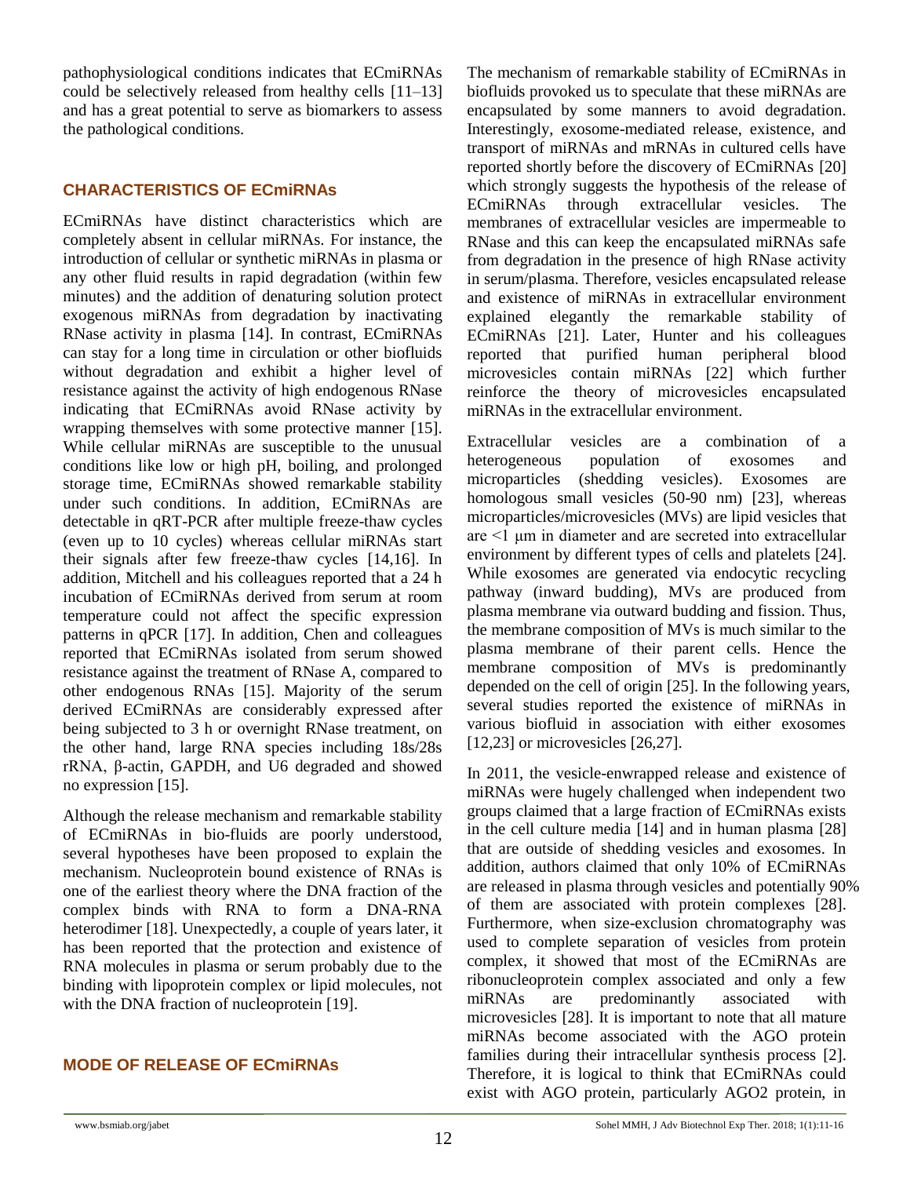pathophysiological conditions indicates that ECmiRNAs could be selectively released from healthy cells [11–13] and has a great potential to serve as biomarkers to assess the pathological conditions.

## CHARACTERISTICS OF ECmiRNAs

ECmiRNAs have distinct characteristics which are completely absent in cellular miRNAs. For instance, the introduction of cellular or synthetic miRNAs in plasma or any other fluid results in rapid degradation (within few minutes) and the addition of denaturing solution protect exogenous miRNAs from degradation by inactivating RNase activity in plasma [14]. In contrast, ECmiRNAs can stay for a long time in circulation or other biofluids without degradation and exhibit a higher level of resistance against the activity of high endogenous RNase indicating that ECmiRNAs avoid RNase activity by wrapping themselves with some protective manner [15]. While cellular miRNAs are susceptible to the unusual conditions like low or high pH, boiling, and prolonged storage time, ECmiRNAs showed remarkable stability under such conditions. In addition, ECmiRNAs are detectable in qRT-PCR after multiple freeze-thaw cycles (even up to 10 cycles) whereas cellular miRNAs start their signals after few freeze-thaw cycles [14,16]. In addition, Mitchell and his colleagues reported that a 24 h incubation of ECmiRNAs derived from serum at room temperature could not affect the specific expression patterns in qPCR [17]. In addition, Chen and colleagues reported that ECmiRNAs isolated from serum showed resistance against the treatment of RNase A, compared to other endogenous RNAs [15]. Majority of the serum derived ECmiRNAs are considerably expressed after being subjected to 3 h or overnight RNase treatment, on the other hand, large RNA species including 18s/28s rRNA, β-actin, GAPDH, and U6 degraded and showed no expression [15].

Although the release mechanism and remarkable stability of ECmiRNAs in bio-fluids are poorly understood, several hypotheses have been proposed to explain the mechanism. Nucleoprotein bound existence of RNAs is one of the earliest theory where the DNA fraction of the complex binds with RNA to form a DNA-RNA heterodimer [18]. Unexpectedly, a couple of years later, it has been reported that the protection and existence of RNA molecules in plasma or serum probably due to the binding with lipoprotein complex or lipid molecules, not with the DNA fraction of nucleoprotein [19].

## MODE OF RELEASE OF ECmiRNAs

The mechanism of remarkable stability of ECmiRNAs in biofluids provoked us to speculate that these miRNAs are encapsulated by some manners to avoid degradation. Interestingly, exosome-mediated release, existence, and transport of miRNAs and mRNAs in cultured cells have reported shortly before the discovery of ECmiRNAs [20] which strongly suggests the hypothesis of the release of ECmiRNAs through extracellular vesicles. The membranes of extracellular vesicles are impermeable to RNase and this can keep the encapsulated miRNAs safe from degradation in the presence of high RNase activity in serum/plasma. Therefore, vesicles encapsulated release and existence of miRNAs in extracellular environment explained elegantly the remarkable stability of ECmiRNAs [21]. Later, Hunter and his colleagues reported that purified human peripheral blood microvesicles contain miRNAs [22] which further reinforce the theory of microvesicles encapsulated miRNAs in the extracellular environment.

Extracellular vesicles are a combination of a heterogeneous population of exosomes and microparticles (shedding vesicles). Exosomes are homologous small vesicles (50-90 nm) [23], whereas microparticles/microvesicles (MVs) are lipid vesicles that are <1 μm in diameter and are secreted into extracellular environment by different types of cells and platelets [24]. While exosomes are generated via endocytic recycling pathway (inward budding), MVs are produced from plasma membrane via outward budding and fission. Thus, the membrane composition of MVs is much similar to the plasma membrane of their parent cells. Hence the membrane composition of MVs is predominantly depended on the cell of origin [25]. In the following years, several studies reported the existence of miRNAs in various biofluid in association with either exosomes [12,23] or microvesicles [26,27].

In 2011, the vesicle-enwrapped release and existence of miRNAs were hugely challenged when independent two groups claimed that a large fraction of ECmiRNAs exists in the cell culture media [14] and in human plasma [28] that are outside of shedding vesicles and exosomes. In addition, authors claimed that only 10% of ECmiRNAs are released in plasma through vesicles and potentially 90% of them are associated with protein complexes [28]. Furthermore, when size-exclusion chromatography was used to complete separation of vesicles from protein complex, it showed that most of the ECmiRNAs are ribonucleoprotein complex associated and only a few miRNAs are predominantly associated with microvesicles [28]. It is important to note that all mature miRNAs become associated with the AGO protein families during their intracellular synthesis process [2]. Therefore, it is logical to think that ECmiRNAs could exist with AGO protein, particularly AGO2 protein, in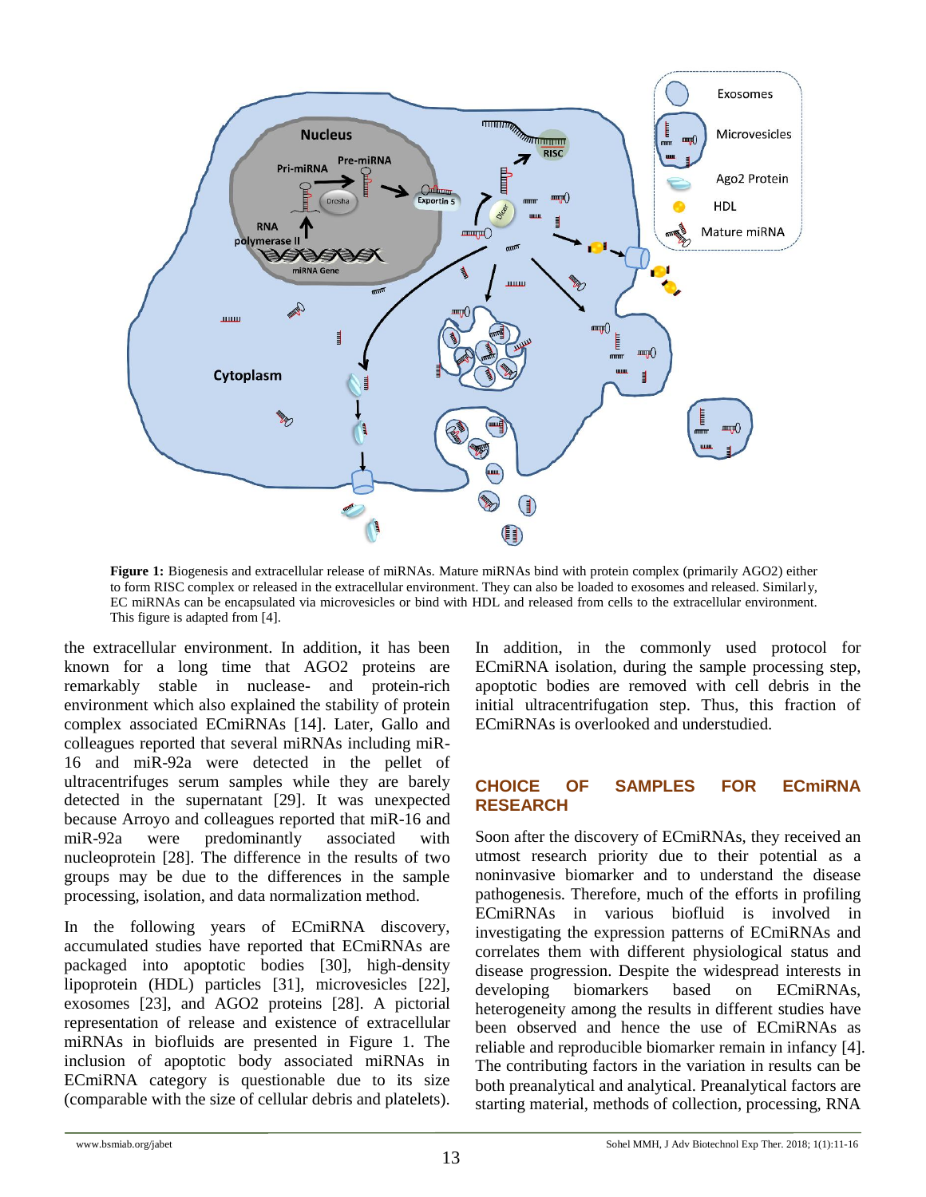**Figure 1:** Biogenesis and extracellular release of miRNAs. Mature miRNAs bind with protein complex (primarily AGO2) either to form RISC complex or released in the extracellular environment. They can also be loaded to exosomes and released. Similarly, EC miRNAs can be encapsulated via microvesicles or bind with HDL and released from cells to the extracellular environment. This figure is adapted from [4].

the extracellular environment. In addition, it has been known for a long time that AGO2 proteins are remarkably stable in nuclease- and protein-rich environment which also explained the stability of protein complex associated ECmiRNAs [14]. Later, Gallo and colleagues reported that several miRNAs including miR-16 and miR-92a were detected in the pellet of ultracentrifuges serum samples while they are barely detected in the supernatant [29]. It was unexpected because Arroyo and colleagues reported that miR-16 and miR-92a were predominantly associated with nucleoprotein [28]. The difference in the results of two groups may be due to the differences in the sample processing, isolation, and data normalization method.

In the following years of ECmiRNA discovery, accumulated studies have reported that ECmiRNAs are packaged into apoptotic bodies [30], high-density lipoprotein (HDL) particles [31], microvesicles [22], exosomes [23], and AGO2 proteins [28]. A pictorial representation of release and existence of extracellular miRNAs in biofluids are presented in Figure 1. The inclusion of apoptotic body associated miRNAs in ECmiRNA category is questionable due to its size (comparable with the size of cellular debris and platelets). In addition, in the commonly used protocol for ECmiRNA isolation, during the sample processing step, apoptotic bodies are removed with cell debris in the initial ultracentrifugation step. Thus, this fraction of ECmiRNAs is overlooked and understudied.

## CHOICE OF SAMPLES FOR ECmiRNA RESEARCH

Soon after the discovery of ECmiRNAs, they received an utmost research priority due to their potential as a noninvasive biomarker and to understand the disease pathogenesis. Therefore, much of the efforts in profiling ECmiRNAs in various biofluid is involved in investigating the expression patterns of ECmiRNAs and correlates them with different physiological status and disease progression. Despite the widespread interests in developing biomarkers based on ECmiRNAs, heterogeneity among the results in different studies have been observed and hence the use of ECmiRNAs as reliable and reproducible biomarker remain in infancy [4]. The contributing factors in the variation in results can be both preanalytical and analytical. Preanalytical factors are starting material, methods of collection, processing, RNA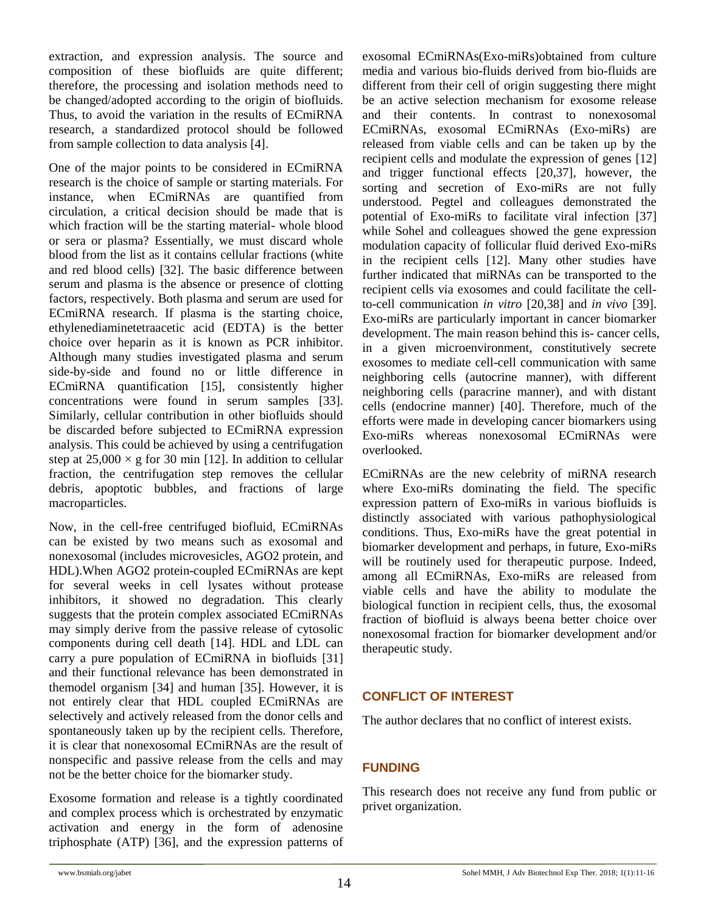extraction, and expression analysis. The source and composition of these biofluids are quite different; therefore, the processing and isolation methods need to be changed/adopted according to the origin of biofluids. Thus, to avoid the variation in the results of ECmiRNA research, a standardized protocol should be followed from sample collection to data analysis [4].

One of the major points to be considered in ECmiRNA research is the choice of sample or starting materials. For instance, when ECmiRNAs are quantified from circulation, a critical decision should be made that is which fraction will be the starting material- whole blood or sera or plasma? Essentially, we must discard whole blood from the list as it contains cellular fractions (white and red blood cells) [32]. The basic difference between serum and plasma is the absence or presence of clotting factors, respectively. Both plasma and serum are used for ECmiRNA research. If plasma is the starting choice, ethylenediaminetetraacetic acid (EDTA) is the better choice over heparin as it is known as PCR inhibitor. Although many studies investigated plasma and serum side-by-side and found no or little difference in ECmiRNA quantification [15], consistently higher concentrations were found in serum samples [33]. Similarly, cellular contribution in other biofluids should be discarded before subjected to ECmiRNA expression analysis. This could be achieved by using a centrifugation step at $25,000 \times g$ for 30 min [12]. In addition to cellular fraction, the centrifugation step removes the cellular debris, apoptotic bubbles, and fractions of large macroparticles.

Now, in the cell-free centrifuged biofluid, ECmiRNAs can be existed by two means such as exosomal and nonexosomal (includes microvesicles, AGO2 protein, and HDL).When AGO2 protein-coupled ECmiRNAs are kept for several weeks in cell lysates without protease inhibitors, it showed no degradation. This clearly suggests that the protein complex associated ECmiRNAs may simply derive from the passive release of cytosolic components during cell death [14]. HDL and LDL can carry a pure population of ECmiRNA in biofluids [31] and their functional relevance has been demonstrated in themodel organism [34] and human [35]. However, it is not entirely clear that HDL coupled ECmiRNAs are selectively and actively released from the donor cells and spontaneously taken up by the recipient cells. Therefore, it is clear that nonexosomal ECmiRNAs are the result of nonspecific and passive release from the cells and may not be the better choice for the biomarker study.

Exosome formation and release is a tightly coordinated and complex process which is orchestrated by enzymatic activation and energy in the form of adenosine triphosphate (ATP) [36], and the expression patterns of exosomal ECmiRNAs(Exo-miRs)obtained from culture media and various bio-fluids derived from bio-fluids are different from their cell of origin suggesting there might be an active selection mechanism for exosome release and their contents. In contrast to nonexosomal ECmiRNAs, exosomal ECmiRNAs (Exo-miRs) are released from viable cells and can be taken up by the recipient cells and modulate the expression of genes [12] and trigger functional effects [20,37], however, the sorting and secretion of Exo-miRs are not fully understood. Pegtel and colleagues demonstrated the potential of Exo-miRs to facilitate viral infection [37] while Sohel and colleagues showed the gene expression modulation capacity of follicular fluid derived Exo-miRs in the recipient cells [12]. Many other studies have further indicated that miRNAs can be transported to the recipient cells via exosomes and could facilitate the cell-to-cell communication *in vitro* [20,38] and *in vivo* [39]. Exo-miRs are particularly important in cancer biomarker development. The main reason behind this is- cancer cells, in a given microenvironment, constitutively secrete exosomes to mediate cell-cell communication with same neighboring cells (autocrine manner), with different neighboring cells (paracrine manner), and with distant cells (endocrine manner) [40]. Therefore, much of the efforts were made in developing cancer biomarkers using Exo-miRs whereas nonexosomal ECmiRNAs were overlooked.

ECmiRNAs are the new celebrity of miRNA research where Exo-miRs dominating the field. The specific expression pattern of Exo-miRs in various biofluids is distinctly associated with various pathophysiological conditions. Thus, Exo-miRs have the great potential in biomarker development and perhaps, in future, Exo-miRs will be routinely used for therapeutic purpose. Indeed, among all ECmiRNAs, Exo-miRs are released from viable cells and have the ability to modulate the biological function in recipient cells, thus, the exosomal fraction of biofluid is always beena better choice over nonexosomal fraction for biomarker development and/or therapeutic study.

## CONFLICT OF INTEREST

The author declares that no conflict of interest exists.

## FUNDING

This research does not receive any fund from public or privet organization.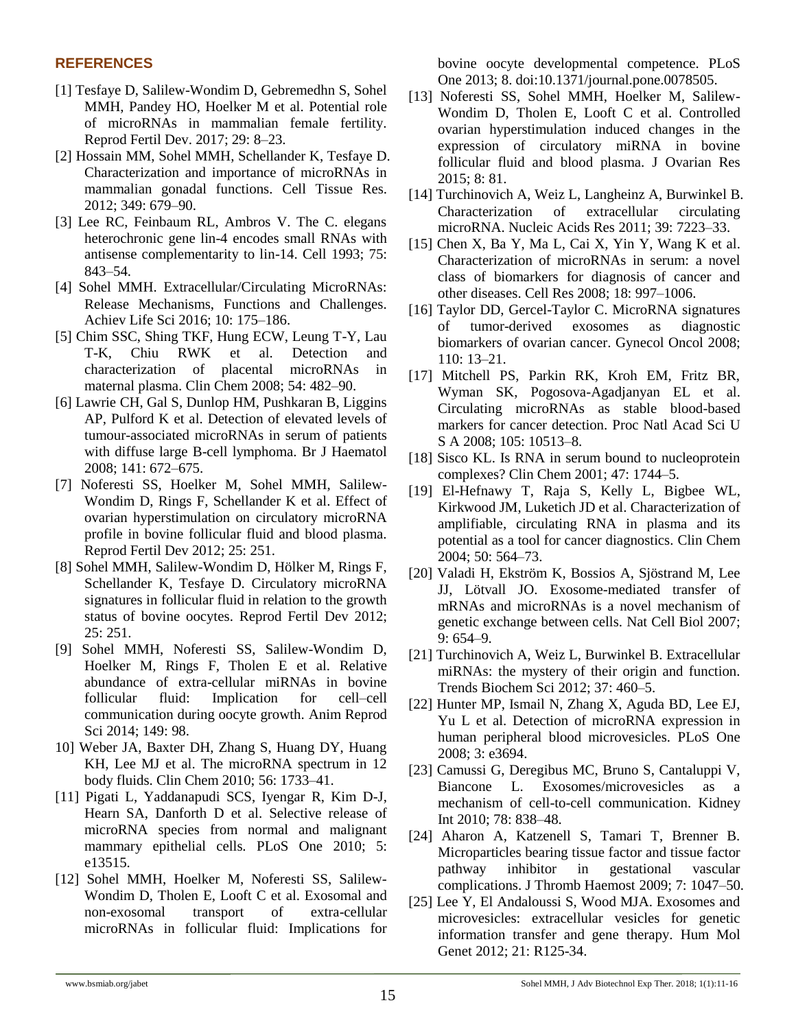## REFERENCES

[1] Tesfaye D, Salilew-Wondim D, Gebremedhn S, Sohel MMH, Pandey HO, Hoelker M et al. Potential role of microRNAs in mammalian female fertility. Reprod Fertil Dev. 2017; 29: 8–23.

[2] Hossain MM, Sohel MMH, Schellander K, Tesfaye D. Characterization and importance of microRNAs in mammalian gonadal functions. Cell Tissue Res. 2012; 349: 679–90.

[3] Lee RC, Feinbaum RL, Ambros V. The C. elegans heterochronic gene lin-4 encodes small RNAs with antisense complementarity to lin-14. Cell 1993; 75: 843–54.

[4] Sohel MMH. Extracellular/Circulating MicroRNAs: Release Mechanisms, Functions and Challenges. Achiev Life Sci 2016; 10: 175–186.

[5] Chim SSC, Shing TKF, Hung ECW, Leung T-Y, Lau T-K, Chiu RWK et al. Detection and characterization of placental microRNAs in maternal plasma. Clin Chem 2008; 54: 482–90.

[6] Lawrie CH, Gal S, Dunlop HM, Pushkaran B, Liggins AP, Pulford K et al. Detection of elevated levels of tumour-associated microRNAs in serum of patients with diffuse large B-cell lymphoma. Br J Haematol 2008; 141: 672–675.

[7] Noferesti SS, Hoelker M, Sohel MMH, Salilew-Wondim D, Rings F, Schellander K et al. Effect of ovarian hyperstimulation on circulatory microRNA profile in bovine follicular fluid and blood plasma. Reprod Fertil Dev 2012; 25: 251.

[8] Sohel MMH, Salilew-Wondim D, Hölker M, Rings F, Schellander K, Tesfaye D. Circulatory microRNA signatures in follicular fluid in relation to the growth status of bovine oocytes. Reprod Fertil Dev 2012; 25: 251.

[9] Sohel MMH, Noferesti SS, Salilew-Wondim D, Hoelker M, Rings F, Tholen E et al. Relative abundance of extra-cellular miRNAs in bovine follicular fluid: Implication for cell–cell communication during oocyte growth. Anim Reprod Sci 2014; 149: 98.

10] Weber JA, Baxter DH, Zhang S, Huang DY, Huang KH, Lee MJ et al. The microRNA spectrum in 12 body fluids. Clin Chem 2010; 56: 1733–41.

[11] Pigati L, Yaddanapudi SCS, Iyengar R, Kim D-J, Hearn SA, Danforth D et al. Selective release of microRNA species from normal and malignant mammary epithelial cells. PLoS One 2010; 5: e13515.

[12] Sohel MMH, Hoelker M, Noferesti SS, Salilew-Wondim D, Tholen E, Looft C et al. Exosomal and non-exosomal transport of extra-cellular microRNAs in follicular fluid: Implications for bovine oocyte developmental competence. PLoS One 2013; 8. doi:10.1371/journal.pone.0078505.

[13] Noferesti SS, Sohel MMH, Hoelker M, Salilew-Wondim D, Tholen E, Looft C et al. Controlled ovarian hyperstimulation induced changes in the expression of circulatory miRNA in bovine follicular fluid and blood plasma. J Ovarian Res 2015; 8: 81.

[14] Turchinovich A, Weiz L, Langheinz A, Burwinkel B. Characterization of extracellular circulating microRNA. Nucleic Acids Res 2011; 39: 7223–33.

[15] Chen X, Ba Y, Ma L, Cai X, Yin Y, Wang K et al. Characterization of microRNAs in serum: a novel class of biomarkers for diagnosis of cancer and other diseases. Cell Res 2008; 18: 997–1006.

[16] Taylor DD, Gercel-Taylor C. MicroRNA signatures of tumor-derived exosomes as diagnostic biomarkers of ovarian cancer. Gynecol Oncol 2008; 110: 13–21.

[17] Mitchell PS, Parkin RK, Kroh EM, Fritz BR, Wyman SK, Pogosova-Agadjanyan EL et al. Circulating microRNAs as stable blood-based markers for cancer detection. Proc Natl Acad Sci U S A 2008; 105: 10513–8.

[18] Sisco KL. Is RNA in serum bound to nucleoprotein complexes? Clin Chem 2001; 47: 1744–5.

[19] El-Hefnawy T, Raja S, Kelly L, Bigbee WL, Kirkwood JM, Luketich JD et al. Characterization of amplifiable, circulating RNA in plasma and its potential as a tool for cancer diagnostics. Clin Chem 2004; 50: 564–73.

[20] Valadi H, Ekström K, Bossios A, Sjöstrand M, Lee JJ, Lötvall JO. Exosome-mediated transfer of mRNAs and microRNAs is a novel mechanism of genetic exchange between cells. Nat Cell Biol 2007; 9: 654–9.

[21] Turchinovich A, Weiz L, Burwinkel B. Extracellular miRNAs: the mystery of their origin and function. Trends Biochem Sci 2012; 37: 460–5.

[22] Hunter MP, Ismail N, Zhang X, Aguda BD, Lee EJ, Yu L et al. Detection of microRNA expression in human peripheral blood microvesicles. PLoS One 2008; 3: e3694.

[23] Camussi G, Deregibus MC, Bruno S, Cantaluppi V, Biancone L. Exosomes/microvesicles as a mechanism of cell-to-cell communication. Kidney Int 2010; 78: 838–48.

[24] Aharon A, Katzenell S, Tamari T, Brenner B. Microparticles bearing tissue factor and tissue factor pathway inhibitor in gestational vascular complications. J Thromb Haemost 2009; 7: 1047–50.

[25] Lee Y, El Andaloussi S, Wood MJA. Exosomes and microvesicles: extracellular vesicles for genetic information transfer and gene therapy. Hum Mol Genet 2012; 21: R125-34.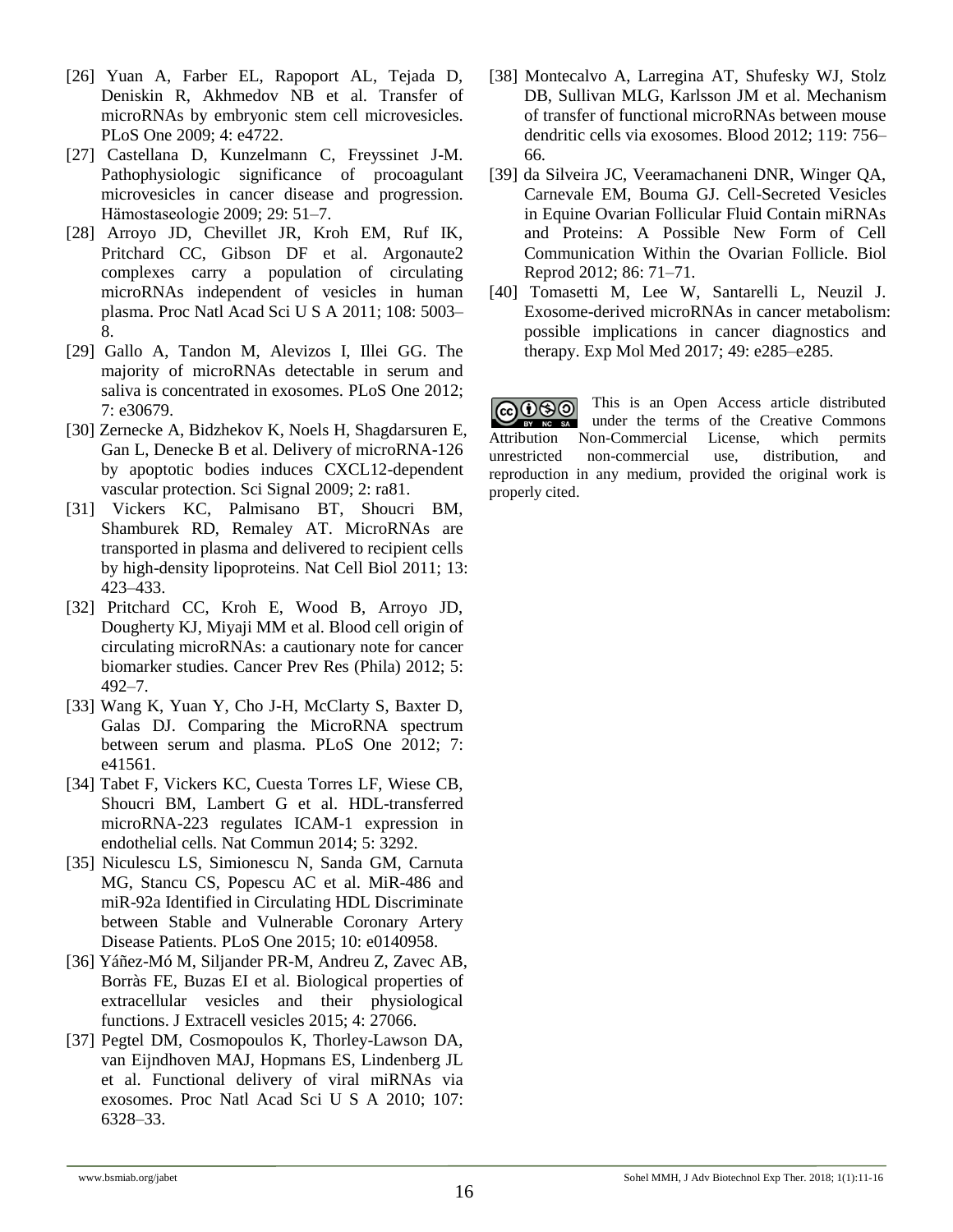[26] Yuan A, Farber EL, Rapoport AL, Tejada D, Deniskin R, Akhmedov NB et al. Transfer of microRNAs by embryonic stem cell microvesicles. PLoS One 2009; 4: e4722.

[27] Castellana D, Kunzelmann C, Freyssinet J-M. Pathophysiologic significance of procoagulant microvesicles in cancer disease and progression. Hämostaseologie 2009; 29: 51–7.

[28] Arroyo JD, Chevillet JR, Kroh EM, Ruf IK, Pritchard CC, Gibson DF et al. Argonaute2 complexes carry a population of circulating microRNAs independent of vesicles in human plasma. Proc Natl Acad Sci U S A 2011; 108: 5003–8.

[29] Gallo A, Tandon M, Alevizos I, Illei GG. The majority of microRNAs detectable in serum and saliva is concentrated in exosomes. PLoS One 2012; 7: e30679.

[30] Zernecke A, Bidzhekov K, Noels H, Shagdarsuren E, Gan L, Denecke B et al. Delivery of microRNA-126 by apoptotic bodies induces CXCL12-dependent vascular protection. Sci Signal 2009; 2: ra81.

[31] Vickers KC, Palmisano BT, Shoucri BM, Shamburek RD, Remaley AT. MicroRNAs are transported in plasma and delivered to recipient cells by high-density lipoproteins. Nat Cell Biol 2011; 13: 423–433.

[32] Pritchard CC, Kroh E, Wood B, Arroyo JD, Dougherty KJ, Miyaji MM et al. Blood cell origin of circulating microRNAs: a cautionary note for cancer biomarker studies. Cancer Prev Res (Phila) 2012; 5: 492–7.

[33] Wang K, Yuan Y, Cho J-H, McClarty S, Baxter D, Galas DJ. Comparing the MicroRNA spectrum between serum and plasma. PLoS One 2012; 7: e41561.

[34] Tabet F, Vickers KC, Cuesta Torres LF, Wiese CB, Shoucri BM, Lambert G et al. HDL-transferred microRNA-223 regulates ICAM-1 expression in endothelial cells. Nat Commun 2014; 5: 3292.

[35] Niculescu LS, Simionescu N, Sanda GM, Carnuta MG, Stancu CS, Popescu AC et al. MiR-486 and miR-92a Identified in Circulating HDL Discriminate between Stable and Vulnerable Coronary Artery Disease Patients. PLoS One 2015; 10: e0140958.

[36] Yáñez-Mó M, Siljander PR-M, Andreu Z, Zavec AB, Borràs FE, Buzas EI et al. Biological properties of extracellular vesicles and their physiological functions. J Extracell vesicles 2015; 4: 27066.

[37] Pegtel DM, Cosmopoulos K, Thorley-Lawson DA, van Eijndhoven MAJ, Hopmans ES, Lindenberg JL et al. Functional delivery of viral miRNAs via exosomes. Proc Natl Acad Sci U S A 2010; 107: 6328–33.

[38] Montecalvo A, Larregina AT, Shufesky WJ, Stolz DB, Sullivan MLG, Karlsson JM et al. Mechanism of transfer of functional microRNAs between mouse dendritic cells via exosomes. Blood 2012; 119: 756–66.

[39] da Silveira JC, Veeramachaneni DNR, Winger QA, Carnevale EM, Bouma GJ. Cell-Secreted Vesicles in Equine Ovarian Follicular Fluid Contain miRNAs and Proteins: A Possible New Form of Cell Communication Within the Ovarian Follicle. Biol Reprod 2012; 86: 71–71.

[40] Tomasetti M, Lee W, Santarelli L, Neuzil J. Exosome-derived microRNAs in cancer metabolism: possible implications in cancer diagnostics and therapy. Exp Mol Med 2017; 49: e285–e285.

This is an Open Access article distributed under the terms of the Creative Commons Attribution Non-Commercial License, which permits unrestricted non-commercial use, distribution, and reproduction in any medium, provided the original work is properly cited.